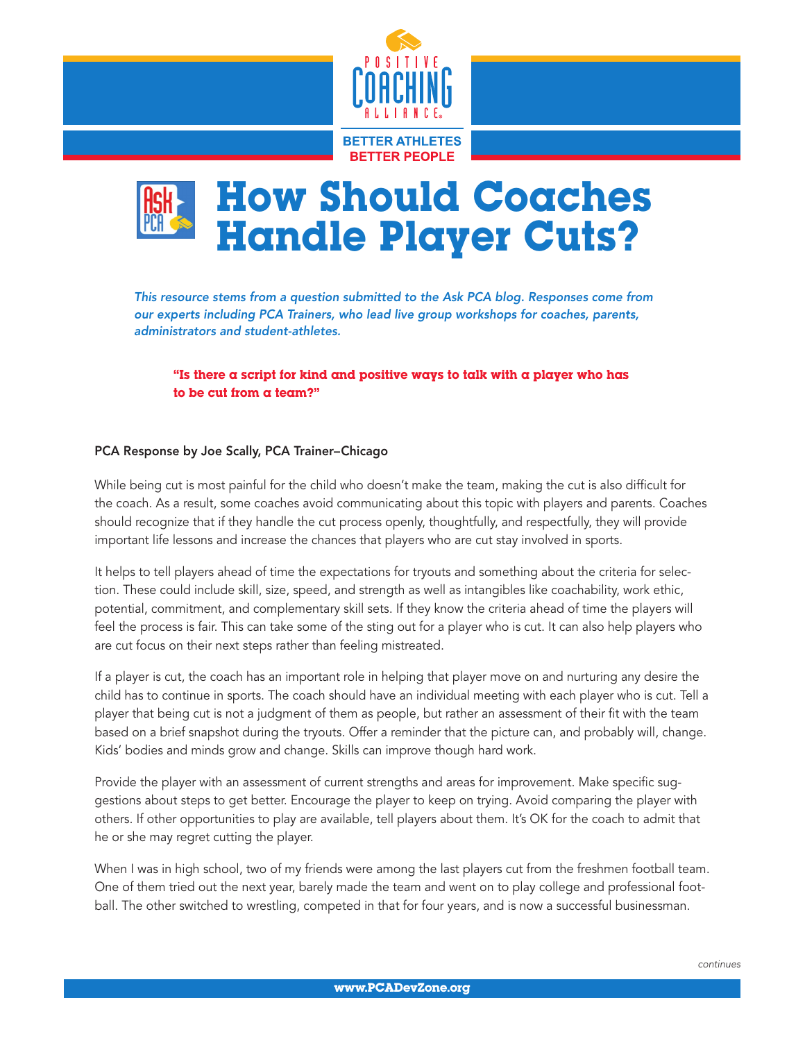POSITIVE COACHING ALLIANCE

BETTER ATHLETES
BETTER PEOPLE

# How Should Coaches Handle Player Cuts?

*This resource stems from a question submitted to the Ask PCA blog. Responses come from our experts including PCA Trainers, who lead live group workshops for coaches, parents, administrators and student-athletes.*

**"Is there a script for kind and positive ways to talk with a player who has to be cut from a team?"**

**PCA Response by Joe Scally, PCA Trainer–Chicago**

While being cut is most painful for the child who doesn't make the team, making the cut is also difficult for the coach. As a result, some coaches avoid communicating about this topic with players and parents. Coaches should recognize that if they handle the cut process openly, thoughtfully, and respectfully, they will provide important life lessons and increase the chances that players who are cut stay involved in sports.

It helps to tell players ahead of time the expectations for tryouts and something about the criteria for selection. These could include skill, size, speed, and strength as well as intangibles like coachability, work ethic, potential, commitment, and complementary skill sets. If they know the criteria ahead of time the players will feel the process is fair. This can take some of the sting out for a player who is cut. It can also help players who are cut focus on their next steps rather than feeling mistreated.

If a player is cut, the coach has an important role in helping that player move on and nurturing any desire the child has to continue in sports. The coach should have an individual meeting with each player who is cut. Tell a player that being cut is not a judgment of them as people, but rather an assessment of their fit with the team based on a brief snapshot during the tryouts. Offer a reminder that the picture can, and probably will, change. Kids' bodies and minds grow and change. Skills can improve though hard work.

Provide the player with an assessment of current strengths and areas for improvement. Make specific suggestions about steps to get better. Encourage the player to keep on trying. Avoid comparing the player with others. If other opportunities to play are available, tell players about them. It's OK for the coach to admit that he or she may regret cutting the player.

When I was in high school, two of my friends were among the last players cut from the freshmen football team. One of them tried out the next year, barely made the team and went on to play college and professional football. The other switched to wrestling, competed in that for four years, and is now a successful businessman.

*continues*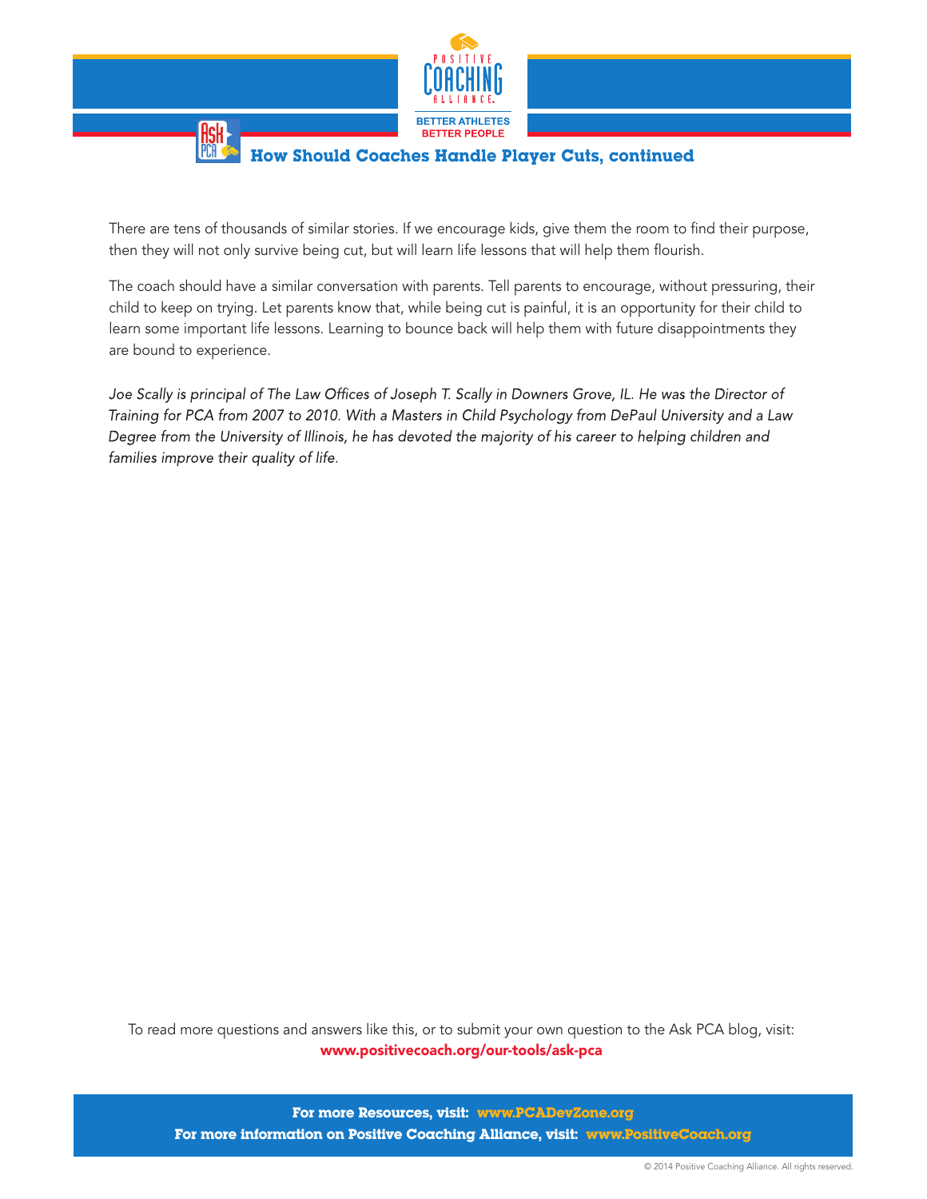## How Should Coaches Handle Player Cuts, continued

There are tens of thousands of similar stories. If we encourage kids, give them the room to find their purpose, then they will not only survive being cut, but will learn life lessons that will help them flourish.

The coach should have a similar conversation with parents. Tell parents to encourage, without pressuring, their child to keep on trying. Let parents know that, while being cut is painful, it is an opportunity for their child to learn some important life lessons. Learning to bounce back will help them with future disappointments they are bound to experience.

*Joe Scally is principal of The Law Offices of Joseph T. Scally in Downers Grove, IL. He was the Director of Training for PCA from 2007 to 2010. With a Masters in Child Psychology from DePaul University and a Law Degree from the University of Illinois, he has devoted the majority of his career to helping children and families improve their quality of life.*

To read more questions and answers like this, or to submit your own question to the Ask PCA blog, visit:
**www.positivecoach.org/our-tools/ask-pca**

**For more Resources, visit: www.PCADevZone.org**
**For more information on Positive Coaching Alliance, visit: www.PositiveCoach.org**

© 2014 Positive Coaching Alliance. All rights reserved.